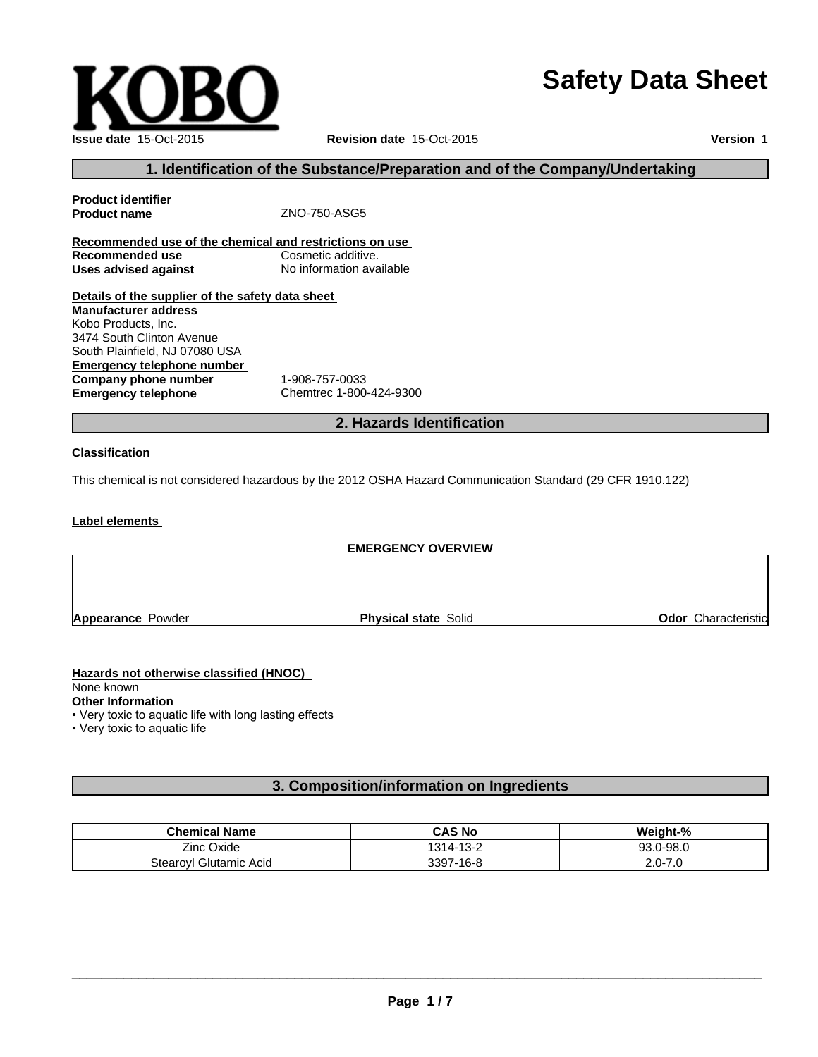KOBO

# Safety Data Sheet

**Issue date** 15-Oct-2015 **Revision date** 15-Oct-2015 **Version** 1

## 1. Identification of the Substance/Preparation and of the Company/Undertaking

**Product identifier**

**Product name** ZNO-750-ASG5

**Recommended use of the chemical and restrictions on use**

**Recommended use** Cosmetic additive.

**Uses advised against** No information available

**Details of the supplier of the safety data sheet**

**Manufacturer address**
Kobo Products, Inc.
3474 South Clinton Avenue
South Plainfield, NJ 07080 USA

**Emergency telephone number**

**Company phone number** 1-908-757-0033

**Emergency telephone** Chemtrec 1-800-424-9300

## 2. Hazards Identification

**Classification**

This chemical is not considered hazardous by the 2012 OSHA Hazard Communication Standard (29 CFR 1910.122)

**Label elements**

**EMERGENCY OVERVIEW**

**Appearance** Powder **Physical state** Solid **Odor** Characteristic

**Hazards not otherwise classified (HNOC)**

None known

**Other Information**

- Very toxic to aquatic life with long lasting effects
- Very toxic to aquatic life

## 3. Composition/information on Ingredients

| Chemical Name | CAS No | Weight-% |
|---|---|---|
| Zinc Oxide | 1314-13-2 | 93.0-98.0 |
| Stearoyl Glutamic Acid | 3397-16-8 | 2.0-7.0 |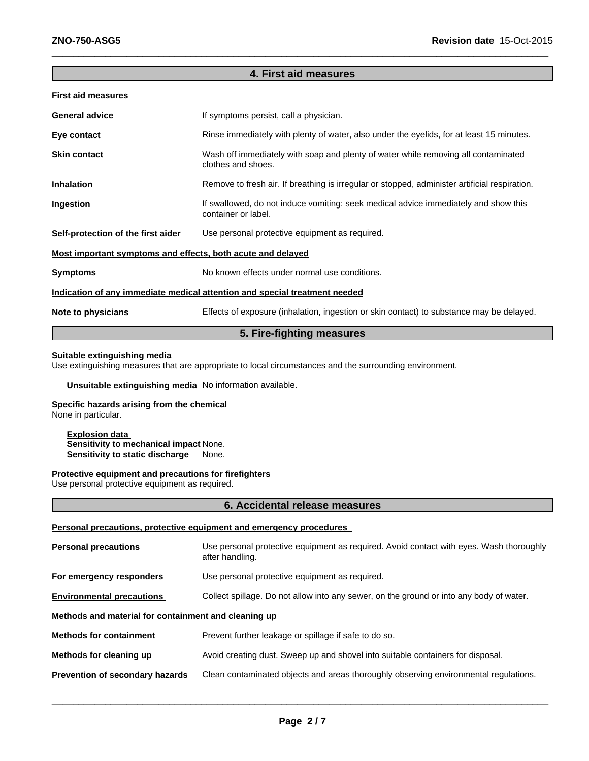## 4. First aid measures

**First aid measures**

**General advice** If symptoms persist, call a physician.

**Eye contact** Rinse immediately with plenty of water, also under the eyelids, for at least 15 minutes.

**Skin contact** Wash off immediately with soap and plenty of water while removing all contaminated clothes and shoes.

**Inhalation** Remove to fresh air. If breathing is irregular or stopped, administer artificial respiration.

**Ingestion** If swallowed, do not induce vomiting: seek medical advice immediately and show this container or label.

**Self-protection of the first aider** Use personal protective equipment as required.

**Most important symptoms and effects, both acute and delayed**

**Symptoms** No known effects under normal use conditions.

**Indication of any immediate medical attention and special treatment needed**

**Note to physicians** Effects of exposure (inhalation, ingestion or skin contact) to substance may be delayed.

## 5. Fire-fighting measures

**Suitable extinguishing media**

Use extinguishing measures that are appropriate to local circumstances and the surrounding environment.

**Unsuitable extinguishing media** No information available.

**Specific hazards arising from the chemical**

None in particular.

**Explosion data**

**Sensitivity to mechanical impact** None.

**Sensitivity to static discharge** None.

**Protective equipment and precautions for firefighters**

Use personal protective equipment as required.

## 6. Accidental release measures

**Personal precautions, protective equipment and emergency procedures**

**Personal precautions** Use personal protective equipment as required. Avoid contact with eyes. Wash thoroughly after handling.

**For emergency responders** Use personal protective equipment as required.

**Environmental precautions** Collect spillage. Do not allow into any sewer, on the ground or into any body of water.

**Methods and material for containment and cleaning up**

**Methods for containment** Prevent further leakage or spillage if safe to do so.

**Methods for cleaning up** Avoid creating dust. Sweep up and shovel into suitable containers for disposal.

**Prevention of secondary hazards** Clean contaminated objects and areas thoroughly observing environmental regulations.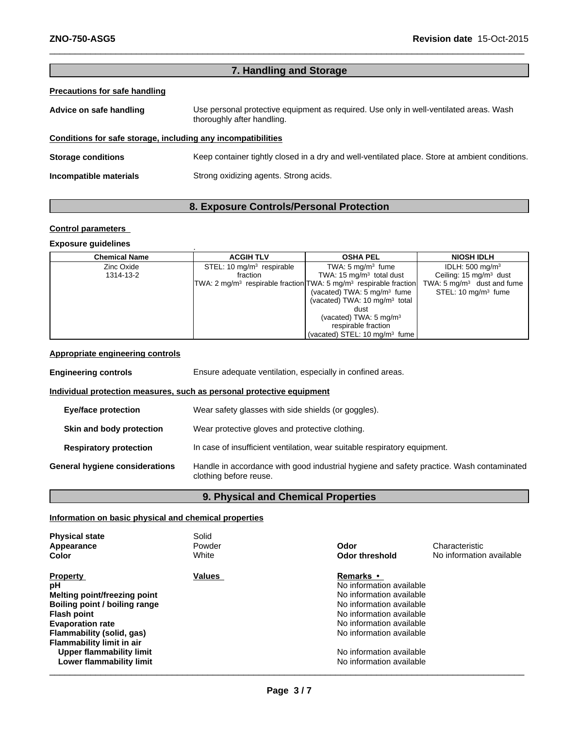## 7. Handling and Storage

**Precautions for safe handling**

**Advice on safe handling** Use personal protective equipment as required. Use only in well-ventilated areas. Wash thoroughly after handling.

**Conditions for safe storage, including any incompatibilities**

**Storage conditions** Keep container tightly closed in a dry and well-ventilated place. Store at ambient conditions.

**Incompatible materials** Strong oxidizing agents. Strong acids.

## 8. Exposure Controls/Personal Protection

**Control parameters**

**Exposure guidelines** .

| Chemical Name | ACGIH TLV | OSHA PEL | NIOSH IDLH |
|---|---|---|---|
| Zinc Oxide<br>1314-13-2 | STEL: 10 $mg/m^3$ respirable fraction<br>TWA: 2 $mg/m^3$ respirable fraction | TWA: 5 $mg/m^3$ fume<br>TWA: 15 $mg/m^3$ total dust<br>TWA: 5 $mg/m^3$ respirable fraction<br>(vacated) TWA: 5 $mg/m^3$ fume<br>(vacated) TWA: 10 $mg/m^3$ total dust<br>(vacated) TWA: 5 $mg/m^3$ respirable fraction<br>(vacated) STEL: 10 $mg/m^3$ fume | IDLH: 500 $mg/m^3$<br>Ceiling: 15 $mg/m^3$ dust<br>TWA: 5 $mg/m^3$ dust and fume<br>STEL: 10 $mg/m^3$ fume |

**Appropriate engineering controls**

**Engineering controls** Ensure adequate ventilation, especially in confined areas.

**Individual protection measures, such as personal protective equipment**

**Eye/face protection** Wear safety glasses with side shields (or goggles).

**Skin and body protection** Wear protective gloves and protective clothing.

**Respiratory protection** In case of insufficient ventilation, wear suitable respiratory equipment.

**General hygiene considerations** Handle in accordance with good industrial hygiene and safety practice. Wash contaminated clothing before reuse.

## 9. Physical and Chemical Properties

**Information on basic physical and chemical properties**

**Physical state** Solid
**Appearance** Powder
**Color** White
**Odor** Characteristic
**Odor threshold** No information available

| Property | Values | Remarks • |
|---|---|---|
| **pH** | | No information available |
| **Melting point/freezing point** | | No information available |
| **Boiling point / boiling range** | | No information available |
| **Flash point** | | No information available |
| **Evaporation rate** | | No information available |
| **Flammability (solid, gas)** | | No information available |
| **Flammability limit in air** | | |
| **Upper flammability limit** | | No information available |
| **Lower flammability limit** | | No information available |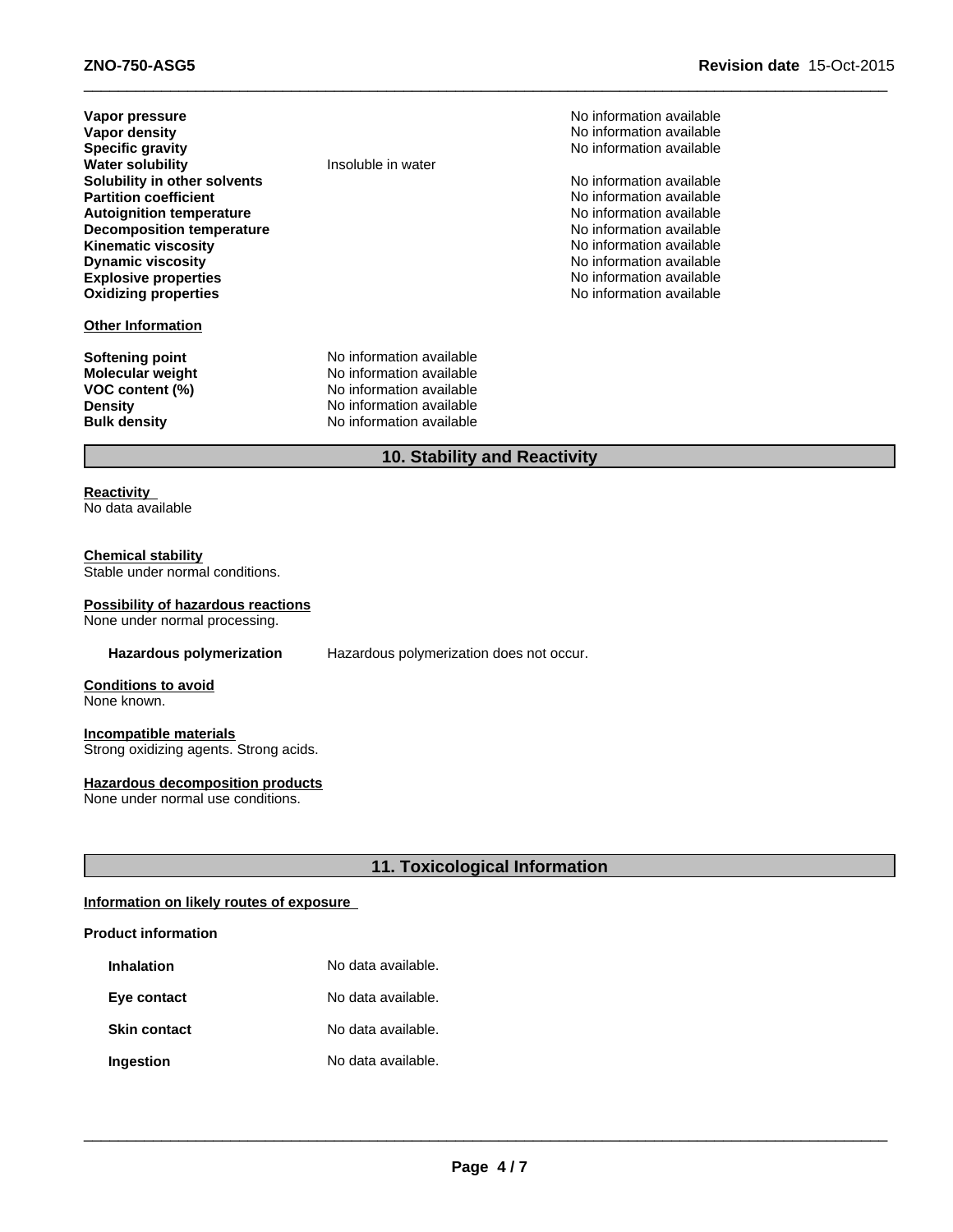| Property | Values | Remarks • Method |
|---|---|---|
| **Vapor pressure** | | No information available |
| **Vapor density** | | No information available |
| **Specific gravity** | | No information available |
| **Water solubility** | Insoluble in water | |
| **Solubility in other solvents** | | No information available |
| **Partition coefficient** | | No information available |
| **Autoignition temperature** | | No information available |
| **Decomposition temperature** | | No information available |
| **Kinematic viscosity** | | No information available |
| **Dynamic viscosity** | | No information available |
| **Explosive properties** | | No information available |
| **Oxidizing properties** | | No information available |

**Other Information**

| | |
|---|---|
| **Softening point** | No information available |
| **Molecular weight** | No information available |
| **VOC content (%)** | No information available |
| **Density** | No information available |
| **Bulk density** | No information available |

## 10. Stability and Reactivity

**Reactivity**
No data available

**Chemical stability**
Stable under normal conditions.

**Possibility of hazardous reactions**
None under normal processing.

**Hazardous polymerization** Hazardous polymerization does not occur.

**Conditions to avoid**
None known.

**Incompatible materials**
Strong oxidizing agents. Strong acids.

**Hazardous decomposition products**
None under normal use conditions.

## 11. Toxicological Information

**Information on likely routes of exposure**

**Product information**

| | |
|---|---|
| **Inhalation** | No data available. |
| **Eye contact** | No data available. |
| **Skin contact** | No data available. |
| **Ingestion** | No data available. |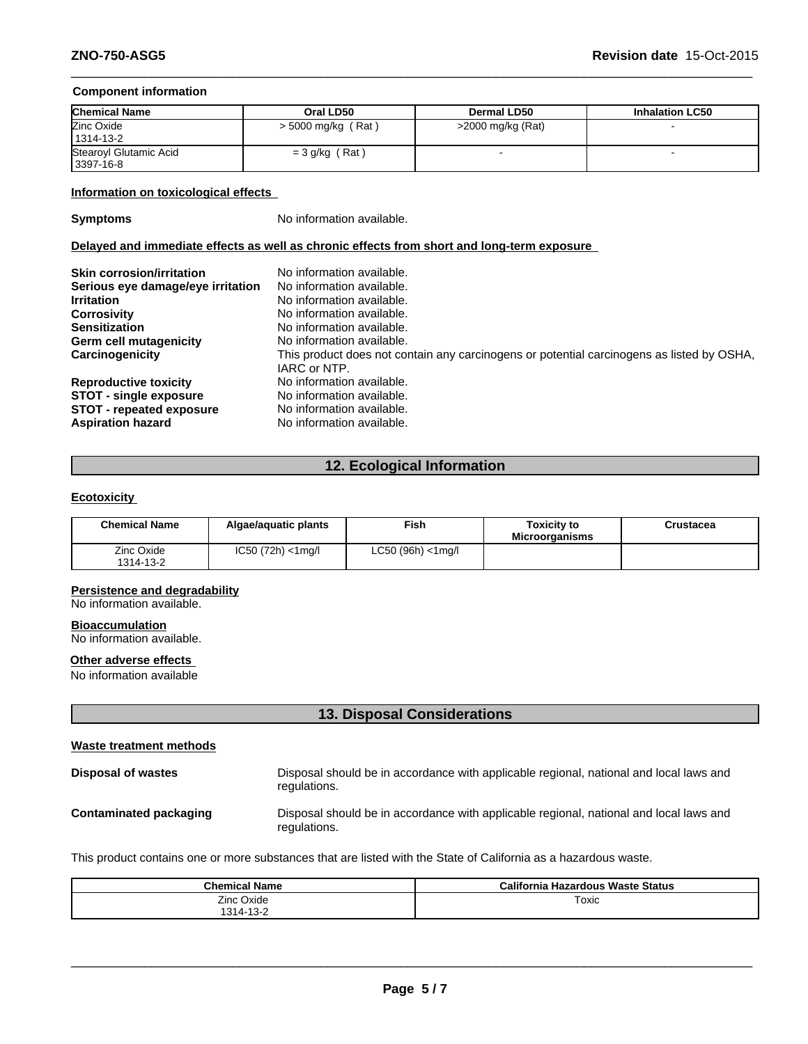**Component information**

| Chemical Name | Oral LD50 | Dermal LD50 | Inhalation LC50 |
|---|---|---|---|
| Zinc Oxide<br>1314-13-2 | > 5000 mg/kg ( Rat ) | >2000 mg/kg (Rat) | - |
| Stearoyl Glutamic Acid<br>3397-16-8 | = 3 g/kg ( Rat ) | - | - |

**Information on toxicological effects**

**Symptoms** No information available.

**Delayed and immediate effects as well as chronic effects from short and long-term exposure**

**Skin corrosion/irritation** No information available.
**Serious eye damage/eye irritation** No information available.
**Irritation** No information available.
**Corrosivity** No information available.
**Sensitization** No information available.
**Germ cell mutagenicity** No information available.
**Carcinogenicity** This product does not contain any carcinogens or potential carcinogens as listed by OSHA, IARC or NTP.
**Reproductive toxicity** No information available.
**STOT - single exposure** No information available.
**STOT - repeated exposure** No information available.
**Aspiration hazard** No information available.

## 12. Ecological Information

**Ecotoxicity**

| Chemical Name | Algae/aquatic plants | Fish | Toxicity to Microorganisms | Crustacea |
|---|---|---|---|---|
| Zinc Oxide<br>1314-13-2 | IC50 (72h) <1mg/l | LC50 (96h) <1mg/l | | |

**Persistence and degradability**
No information available.

**Bioaccumulation**
No information available.

**Other adverse effects**
No information available

## 13. Disposal Considerations

**Waste treatment methods**

**Disposal of wastes** Disposal should be in accordance with applicable regional, national and local laws and regulations.

**Contaminated packaging** Disposal should be in accordance with applicable regional, national and local laws and regulations.

This product contains one or more substances that are listed with the State of California as a hazardous waste.

| Chemical Name | California Hazardous Waste Status |
|---|---|
| Zinc Oxide<br>1314-13-2 | Toxic |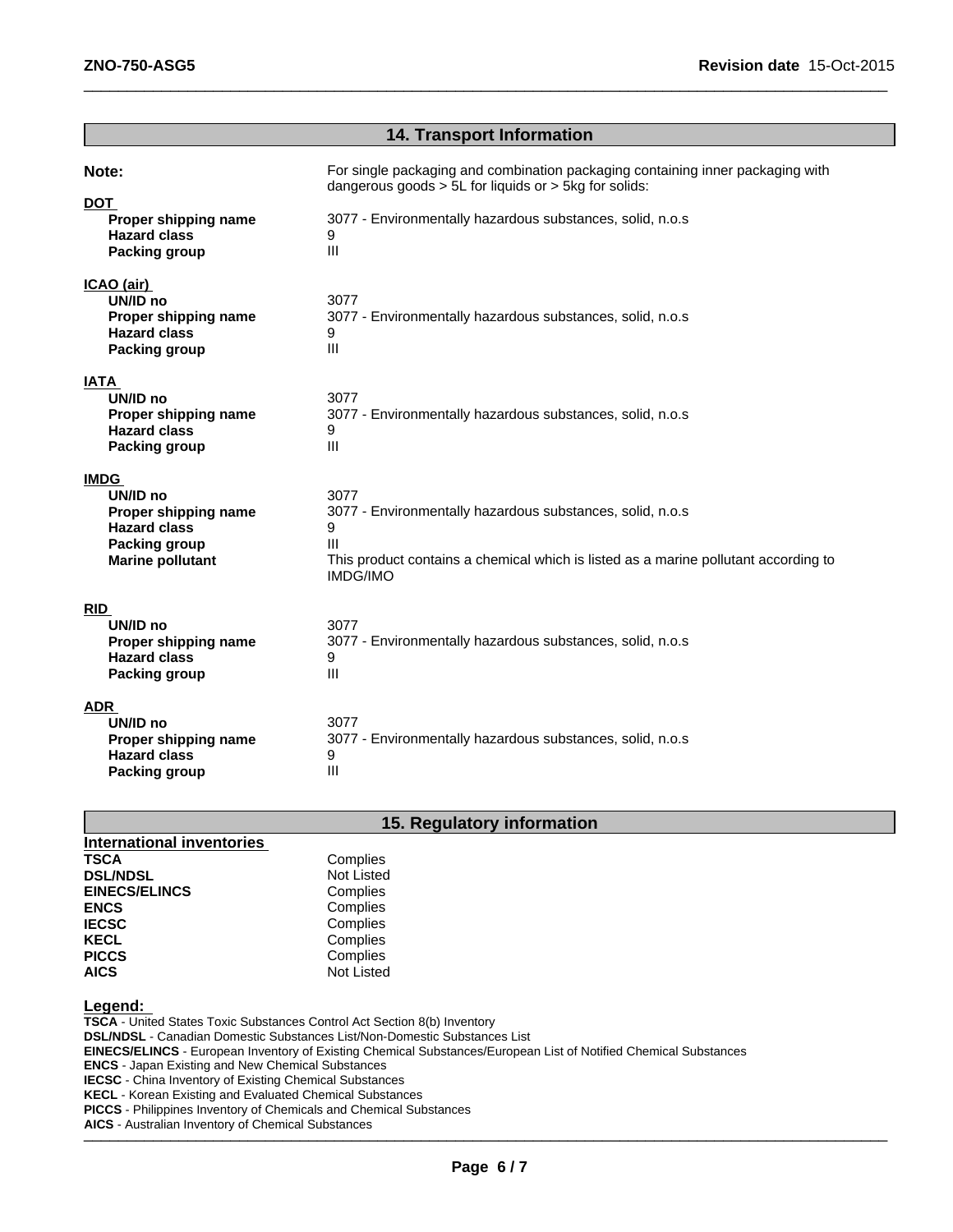## 14. Transport Information

**Note:** For single packaging and combination packaging containing inner packaging with dangerous goods > 5L for liquids or > 5kg for solids:

**DOT**

| | |
|---|---|
| **Proper shipping name** | 3077 - Environmentally hazardous substances, solid, n.o.s |
| **Hazard class** | 9 |
| **Packing group** | III |

**ICAO (air)**

| | |
|---|---|
| **UN/ID no** | 3077 |
| **Proper shipping name** | 3077 - Environmentally hazardous substances, solid, n.o.s |
| **Hazard class** | 9 |
| **Packing group** | III |

**IATA**

| | |
|---|---|
| **UN/ID no** | 3077 |
| **Proper shipping name** | 3077 - Environmentally hazardous substances, solid, n.o.s |
| **Hazard class** | 9 |
| **Packing group** | III |

**IMDG**

| | |
|---|---|
| **UN/ID no** | 3077 |
| **Proper shipping name** | 3077 - Environmentally hazardous substances, solid, n.o.s |
| **Hazard class** | 9 |
| **Packing group** | III |
| **Marine pollutant** | This product contains a chemical which is listed as a marine pollutant according to IMDG/IMO |

**RID**

| | |
|---|---|
| **UN/ID no** | 3077 |
| **Proper shipping name** | 3077 - Environmentally hazardous substances, solid, n.o.s |
| **Hazard class** | 9 |
| **Packing group** | III |

**ADR**

| | |
|---|---|
| **UN/ID no** | 3077 |
| **Proper shipping name** | 3077 - Environmentally hazardous substances, solid, n.o.s |
| **Hazard class** | 9 |
| **Packing group** | III |

## 15. Regulatory information

**International inventories**

| | |
|---|---|
| **TSCA** | Complies |
| **DSL/NDSL** | Not Listed |
| **EINECS/ELINCS** | Complies |
| **ENCS** | Complies |
| **IECSC** | Complies |
| **KECL** | Complies |
| **PICCS** | Complies |
| **AICS** | Not Listed |

**Legend:**

**TSCA** - United States Toxic Substances Control Act Section 8(b) Inventory
**DSL/NDSL** - Canadian Domestic Substances List/Non-Domestic Substances List
**EINECS/ELINCS** - European Inventory of Existing Chemical Substances/European List of Notified Chemical Substances
**ENCS** - Japan Existing and New Chemical Substances
**IECSC** - China Inventory of Existing Chemical Substances
**KECL** - Korean Existing and Evaluated Chemical Substances
**PICCS** - Philippines Inventory of Chemicals and Chemical Substances
**AICS** - Australian Inventory of Chemical Substances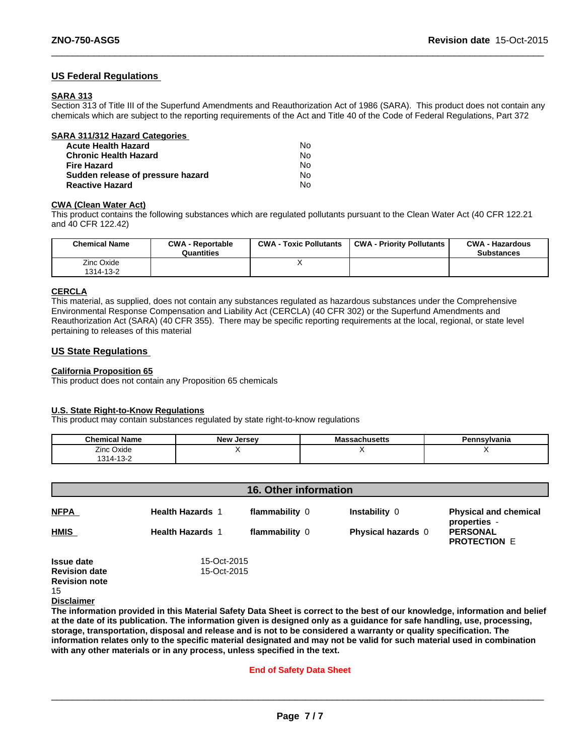## US Federal Regulations

**SARA 313**

Section 313 of Title III of the Superfund Amendments and Reauthorization Act of 1986 (SARA). This product does not contain any chemicals which are subject to the reporting requirements of the Act and Title 40 of the Code of Federal Regulations, Part 372

**SARA 311/312 Hazard Categories**

| | |
|---|---|
| **Acute Health Hazard** | No |
| **Chronic Health Hazard** | No |
| **Fire Hazard** | No |
| **Sudden release of pressure hazard** | No |
| **Reactive Hazard** | No |

**CWA (Clean Water Act)**

This product contains the following substances which are regulated pollutants pursuant to the Clean Water Act (40 CFR 122.21 and 40 CFR 122.42)

| Chemical Name | CWA - Reportable Quantities | CWA - Toxic Pollutants | CWA - Priority Pollutants | CWA - Hazardous Substances |
|---|---|---|---|---|
| Zinc Oxide 1314-13-2 | | X | | |

**CERCLA**

This material, as supplied, does not contain any substances regulated as hazardous substances under the Comprehensive Environmental Response Compensation and Liability Act (CERCLA) (40 CFR 302) or the Superfund Amendments and Reauthorization Act (SARA) (40 CFR 355). There may be specific reporting requirements at the local, regional, or state level pertaining to releases of this material

## US State Regulations

**California Proposition 65**

This product does not contain any Proposition 65 chemicals

**U.S. State Right-to-Know Regulations**

This product may contain substances regulated by state right-to-know regulations

| Chemical Name | New Jersey | Massachusetts | Pennsylvania |
|---|---|---|---|
| Zinc Oxide 1314-13-2 | X | X | X |

## 16. Other information

| | | | | |
|---|---|---|---|---|
| **NFPA** | **Health Hazards** 1 | **flammability** 0 | **Instability** 0 | **Physical and chemical properties** - |
| **HMIS** | **Health Hazards** 1 | **flammability** 0 | **Physical hazards** 0 | **PERSONAL PROTECTION** E |

**Issue date** 15-Oct-2015
**Revision date** 15-Oct-2015
**Revision note**
15

**Disclaimer**

**The information provided in this Material Safety Data Sheet is correct to the best of our knowledge, information and belief at the date of its publication. The information given is designed only as a guidance for safe handling, use, processing, storage, transportation, disposal and release and is not to be considered a warranty or quality specification. The information relates only to the specific material designated and may not be valid for such material used in combination with any other materials or in any process, unless specified in the text.**

**End of Safety Data Sheet**